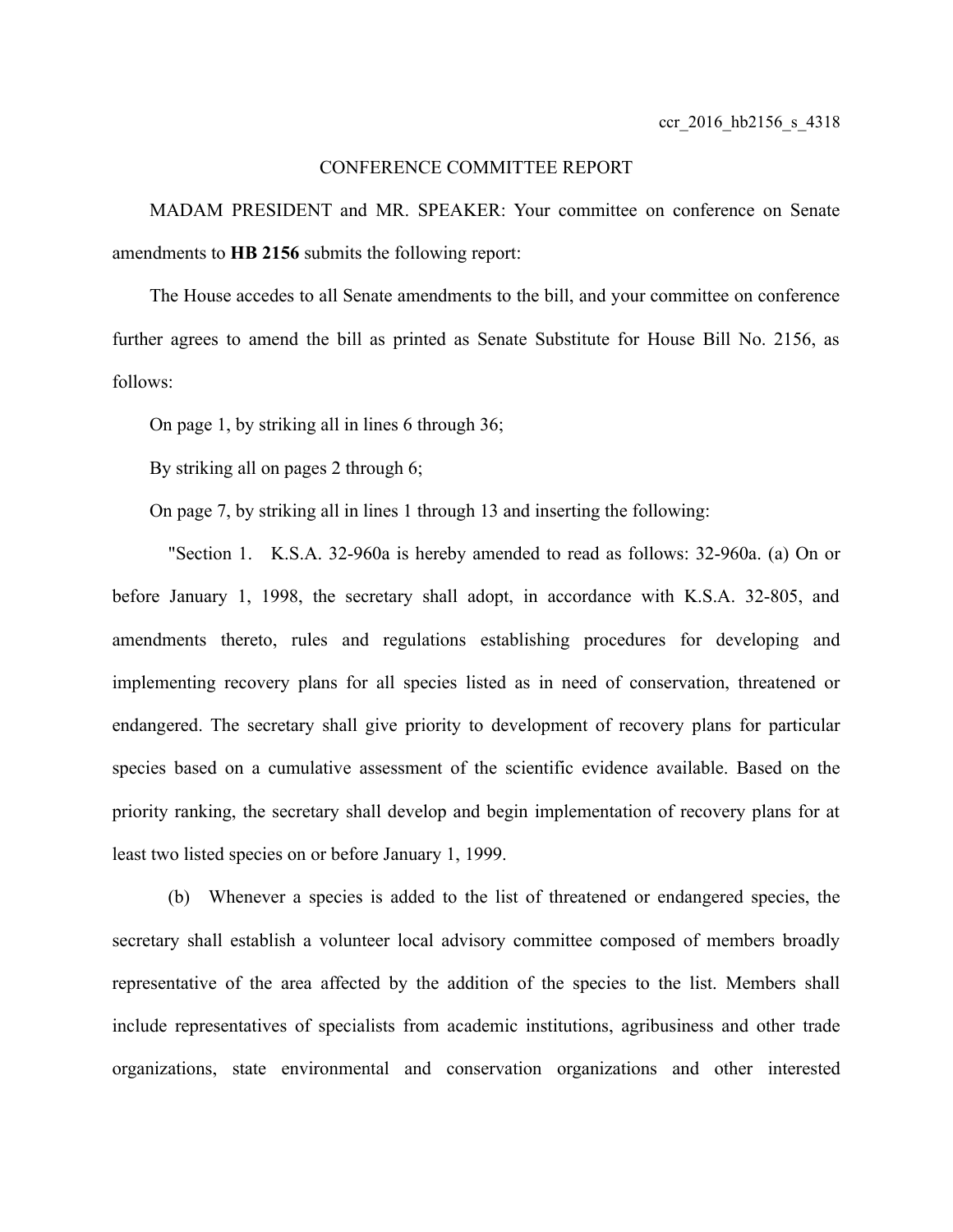ccr_2016_hb2156_s_4318

CONFERENCE COMMITTEE REPORT

MADAM PRESIDENT and MR. SPEAKER: Your committee on conference on Senate amendments to **HB 2156** submits the following report:

The House accedes to all Senate amendments to the bill, and your committee on conference further agrees to amend the bill as printed as Senate Substitute for House Bill No. 2156, as follows:

On page 1, by striking all in lines 6 through 36;

By striking all on pages 2 through 6;

On page 7, by striking all in lines 1 through 13 and inserting the following:

"Section 1. K.S.A. 32-960a is hereby amended to read as follows: 32-960a. (a) On or before January 1, 1998, the secretary shall adopt, in accordance with K.S.A. 32-805, and amendments thereto, rules and regulations establishing procedures for developing and implementing recovery plans for all species listed as in need of conservation, threatened or endangered. The secretary shall give priority to development of recovery plans for particular species based on a cumulative assessment of the scientific evidence available. Based on the priority ranking, the secretary shall develop and begin implementation of recovery plans for at least two listed species on or before January 1, 1999.

(b) Whenever a species is added to the list of threatened or endangered species, the secretary shall establish a volunteer local advisory committee composed of members broadly representative of the area affected by the addition of the species to the list. Members shall include representatives of specialists from academic institutions, agribusiness and other trade organizations, state environmental and conservation organizations and other interested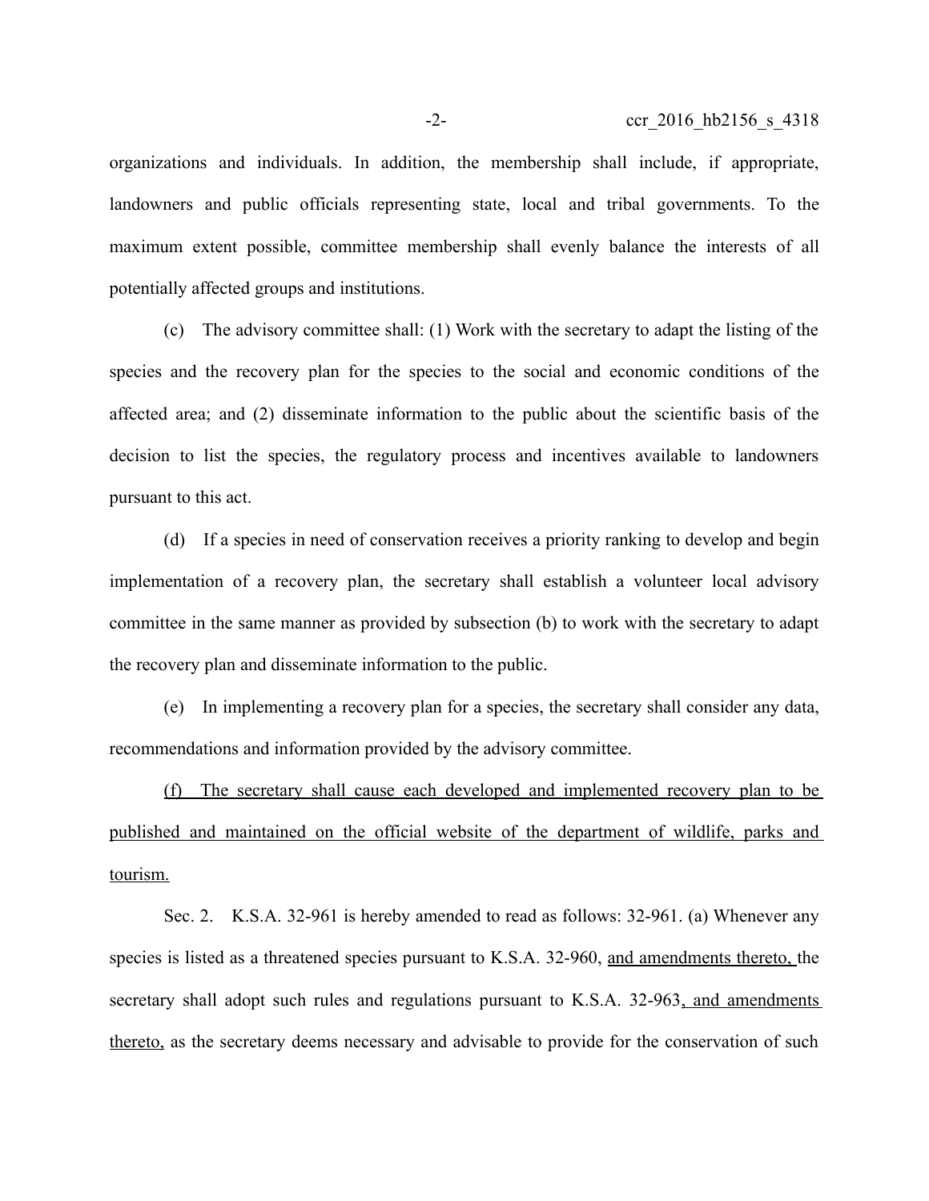organizations and individuals. In addition, the membership shall include, if appropriate, landowners and public officials representing state, local and tribal governments. To the maximum extent possible, committee membership shall evenly balance the interests of all potentially affected groups and institutions.

(c) The advisory committee shall: (1) Work with the secretary to adapt the listing of the species and the recovery plan for the species to the social and economic conditions of the affected area; and (2) disseminate information to the public about the scientific basis of the decision to list the species, the regulatory process and incentives available to landowners pursuant to this act.

(d) If a species in need of conservation receives a priority ranking to develop and begin implementation of a recovery plan, the secretary shall establish a volunteer local advisory committee in the same manner as provided by subsection (b) to work with the secretary to adapt the recovery plan and disseminate information to the public.

(e) In implementing a recovery plan for a species, the secretary shall consider any data, recommendations and information provided by the advisory committee.

<u>(f) The secretary shall cause each developed and implemented recovery plan to be published and maintained on the official website of the department of wildlife, parks and tourism.</u>

Sec. 2. K.S.A. 32-961 is hereby amended to read as follows: 32-961. (a) Whenever any species is listed as a threatened species pursuant to K.S.A. 32-960, <u>and amendments thereto,</u> the secretary shall adopt such rules and regulations pursuant to K.S.A. 32-963<u>, and amendments thereto,</u> as the secretary deems necessary and advisable to provide for the conservation of such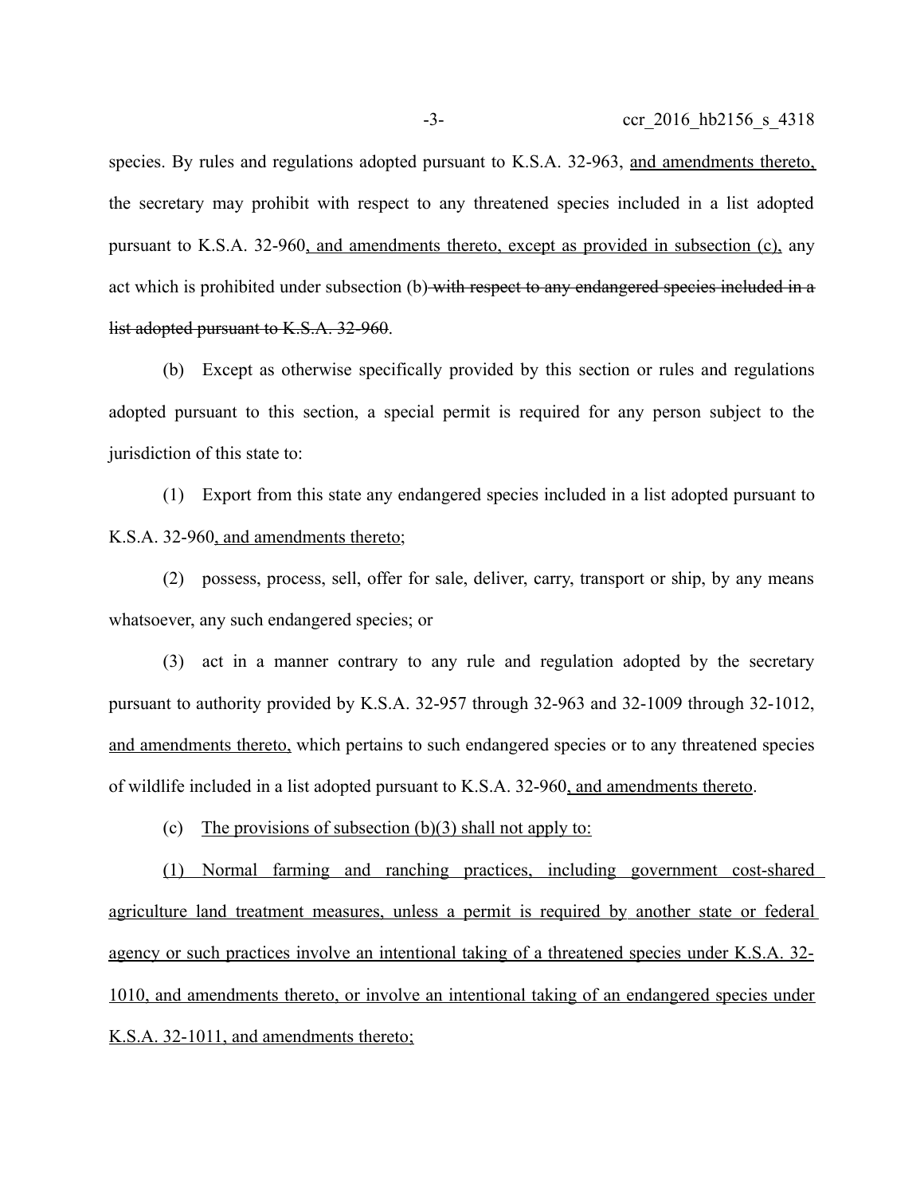species. By rules and regulations adopted pursuant to K.S.A. 32-963, <u>and amendments thereto,</u> the secretary may prohibit with respect to any threatened species included in a list adopted pursuant to K.S.A. 32-960<u>, and amendments thereto, except as provided in subsection (c),</u> any act which is prohibited under subsection (b)~~ with respect to any endangered species included in a list adopted pursuant to K.S.A. 32-960~~.

(b) Except as otherwise specifically provided by this section or rules and regulations adopted pursuant to this section, a special permit is required for any person subject to the jurisdiction of this state to:

(1) Export from this state any endangered species included in a list adopted pursuant to K.S.A. 32-960<u>, and amendments thereto</u>;

(2) possess, process, sell, offer for sale, deliver, carry, transport or ship, by any means whatsoever, any such endangered species; or

(3) act in a manner contrary to any rule and regulation adopted by the secretary pursuant to authority provided by K.S.A. 32-957 through 32-963 and 32-1009 through 32-1012, <u>and amendments thereto,</u> which pertains to such endangered species or to any threatened species of wildlife included in a list adopted pursuant to K.S.A. 32-960<u>, and amendments thereto</u>.

(c) <u>The provisions of subsection (b)(3) shall not apply to:</u>

<u>(1) Normal farming and ranching practices, including government cost-shared agriculture land treatment measures, unless a permit is required by another state or federal agency or such practices involve an intentional taking of a threatened species under K.S.A. 32-1010, and amendments thereto, or involve an intentional taking of an endangered species under K.S.A. 32-1011, and amendments thereto;</u>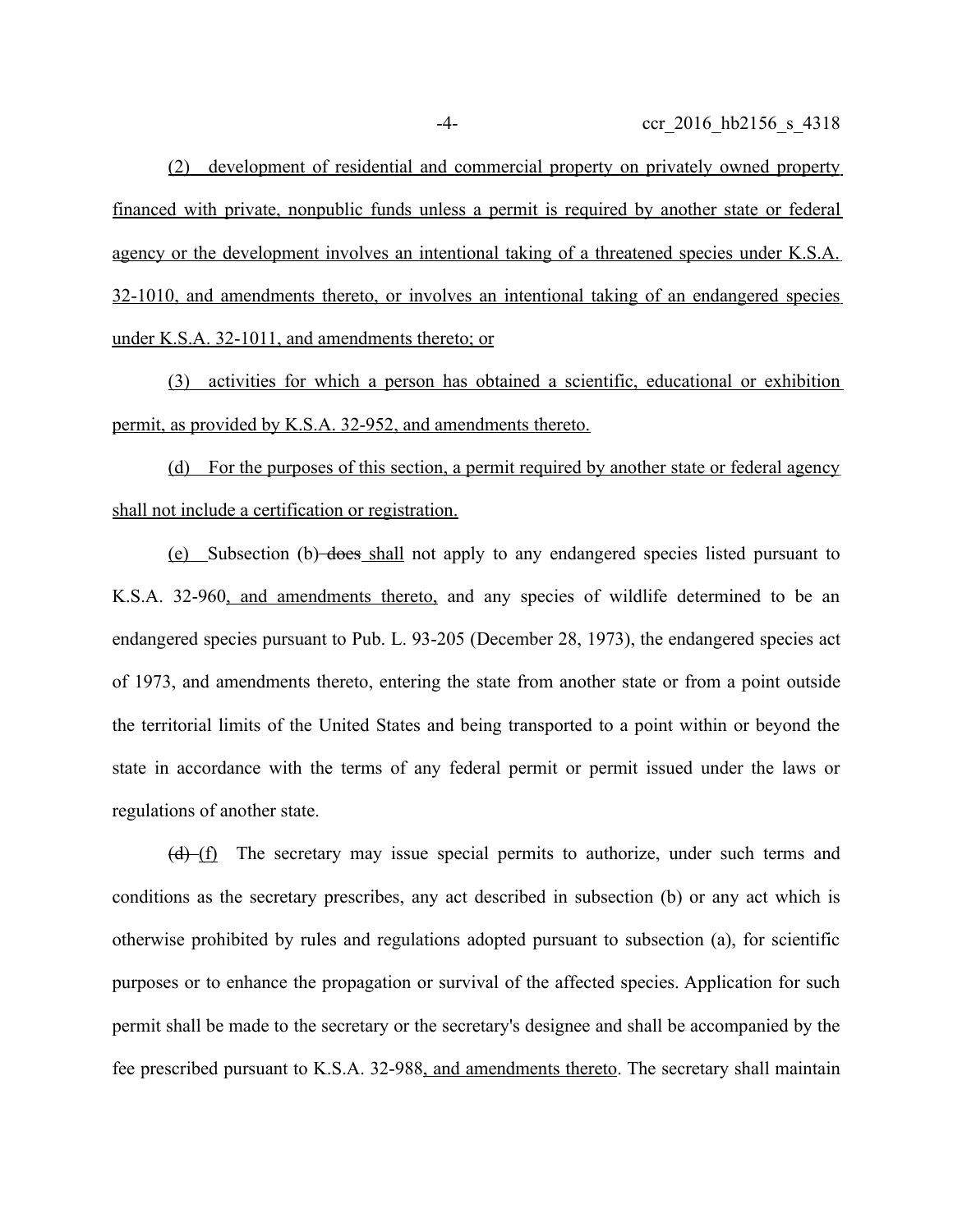(2) development of residential and commercial property on privately owned property financed with private, nonpublic funds unless a permit is required by another state or federal agency or the development involves an intentional taking of a threatened species under K.S.A. 32-1010, and amendments thereto, or involves an intentional taking of an endangered species under K.S.A. 32-1011, and amendments thereto; or

(3) activities for which a person has obtained a scientific, educational or exhibition permit, as provided by K.S.A. 32-952, and amendments thereto.

(d) For the purposes of this section, a permit required by another state or federal agency shall not include a certification or registration.

(e) Subsection (b) ~~does~~ shall not apply to any endangered species listed pursuant to K.S.A. 32-960, and amendments thereto, and any species of wildlife determined to be an endangered species pursuant to Pub. L. 93-205 (December 28, 1973), the endangered species act of 1973, and amendments thereto, entering the state from another state or from a point outside the territorial limits of the United States and being transported to a point within or beyond the state in accordance with the terms of any federal permit or permit issued under the laws or regulations of another state.

~~(d)~~ (f) The secretary may issue special permits to authorize, under such terms and conditions as the secretary prescribes, any act described in subsection (b) or any act which is otherwise prohibited by rules and regulations adopted pursuant to subsection (a), for scientific purposes or to enhance the propagation or survival of the affected species. Application for such permit shall be made to the secretary or the secretary's designee and shall be accompanied by the fee prescribed pursuant to K.S.A. 32-988, and amendments thereto. The secretary shall maintain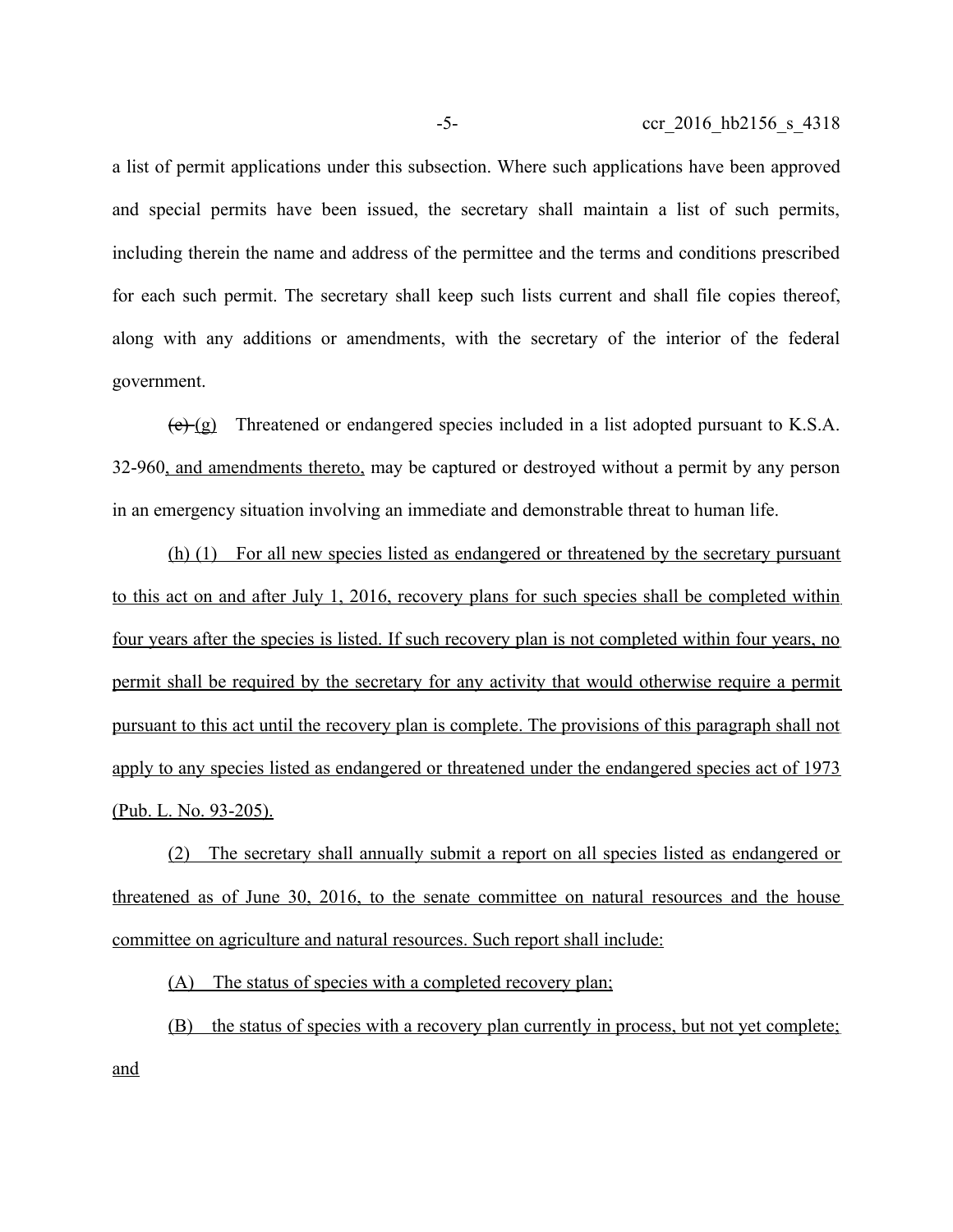a list of permit applications under this subsection. Where such applications have been approved and special permits have been issued, the secretary shall maintain a list of such permits, including therein the name and address of the permittee and the terms and conditions prescribed for each such permit. The secretary shall keep such lists current and shall file copies thereof, along with any additions or amendments, with the secretary of the interior of the federal government.

~~(e)~~ (g) Threatened or endangered species included in a list adopted pursuant to K.S.A. 32-960, and amendments thereto, may be captured or destroyed without a permit by any person in an emergency situation involving an immediate and demonstrable threat to human life.

(h) (1) For all new species listed as endangered or threatened by the secretary pursuant to this act on and after July 1, 2016, recovery plans for such species shall be completed within four years after the species is listed. If such recovery plan is not completed within four years, no permit shall be required by the secretary for any activity that would otherwise require a permit pursuant to this act until the recovery plan is complete. The provisions of this paragraph shall not apply to any species listed as endangered or threatened under the endangered species act of 1973 (Pub. L. No. 93-205).

(2) The secretary shall annually submit a report on all species listed as endangered or threatened as of June 30, 2016, to the senate committee on natural resources and the house committee on agriculture and natural resources. Such report shall include:

(A) The status of species with a completed recovery plan;

(B) the status of species with a recovery plan currently in process, but not yet complete; and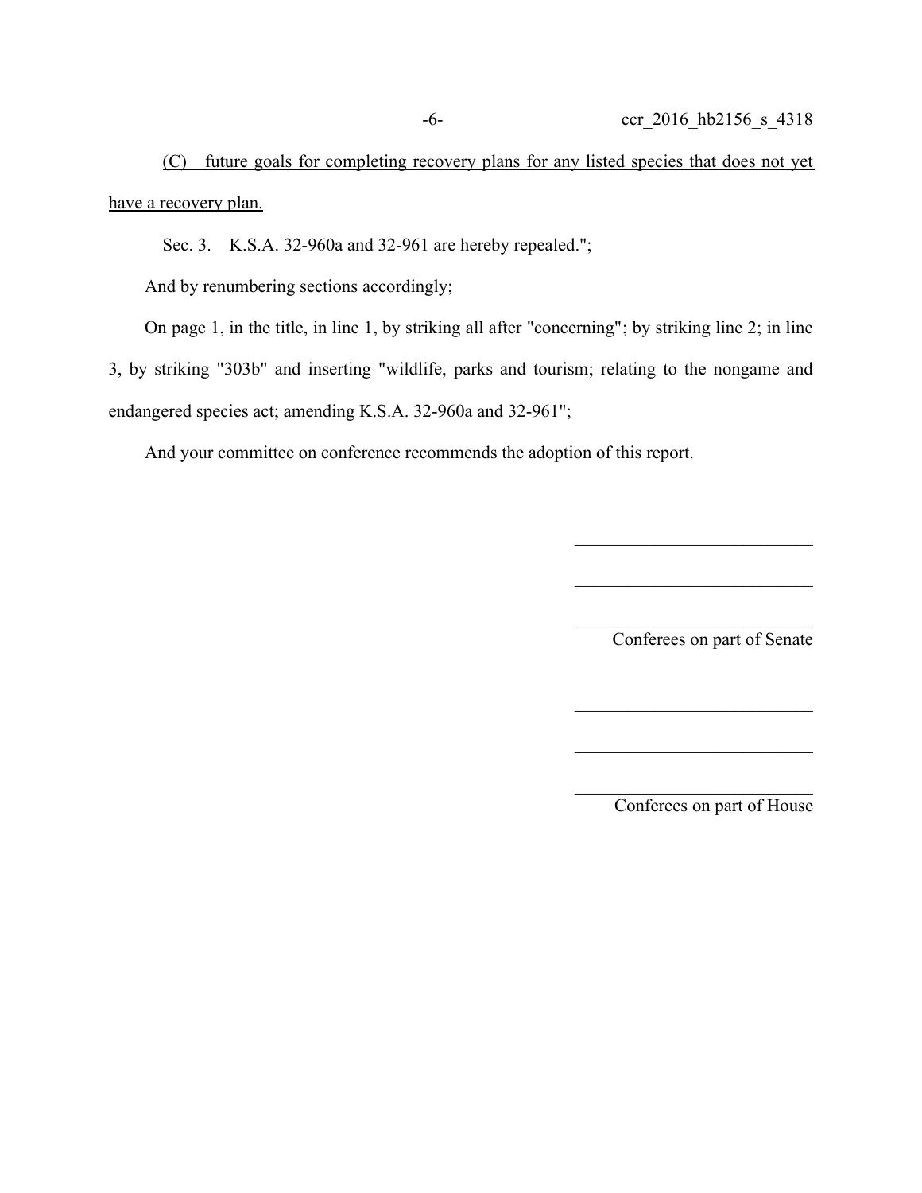(C) future goals for completing recovery plans for any listed species that does not yet have a recovery plan.

Sec. 3. K.S.A. 32-960a and 32-961 are hereby repealed.";

And by renumbering sections accordingly;

On page 1, in the title, in line 1, by striking all after "concerning"; by striking line 2; in line 3, by striking "303b" and inserting "wildlife, parks and tourism; relating to the nongame and endangered species act; amending K.S.A. 32-960a and 32-961";

And your committee on conference recommends the adoption of this report.

\_\_\_\_\_\_\_\_\_\_\_\_\_\_\_\_\_\_\_\_\_\_\_\_\_\_\_

\_\_\_\_\_\_\_\_\_\_\_\_\_\_\_\_\_\_\_\_\_\_\_\_\_\_\_

\_\_\_\_\_\_\_\_\_\_\_\_\_\_\_\_\_\_\_\_\_\_\_\_\_\_\_

Conferees on part of Senate

\_\_\_\_\_\_\_\_\_\_\_\_\_\_\_\_\_\_\_\_\_\_\_\_\_\_\_

\_\_\_\_\_\_\_\_\_\_\_\_\_\_\_\_\_\_\_\_\_\_\_\_\_\_\_

\_\_\_\_\_\_\_\_\_\_\_\_\_\_\_\_\_\_\_\_\_\_\_\_\_\_\_

Conferees on part of House